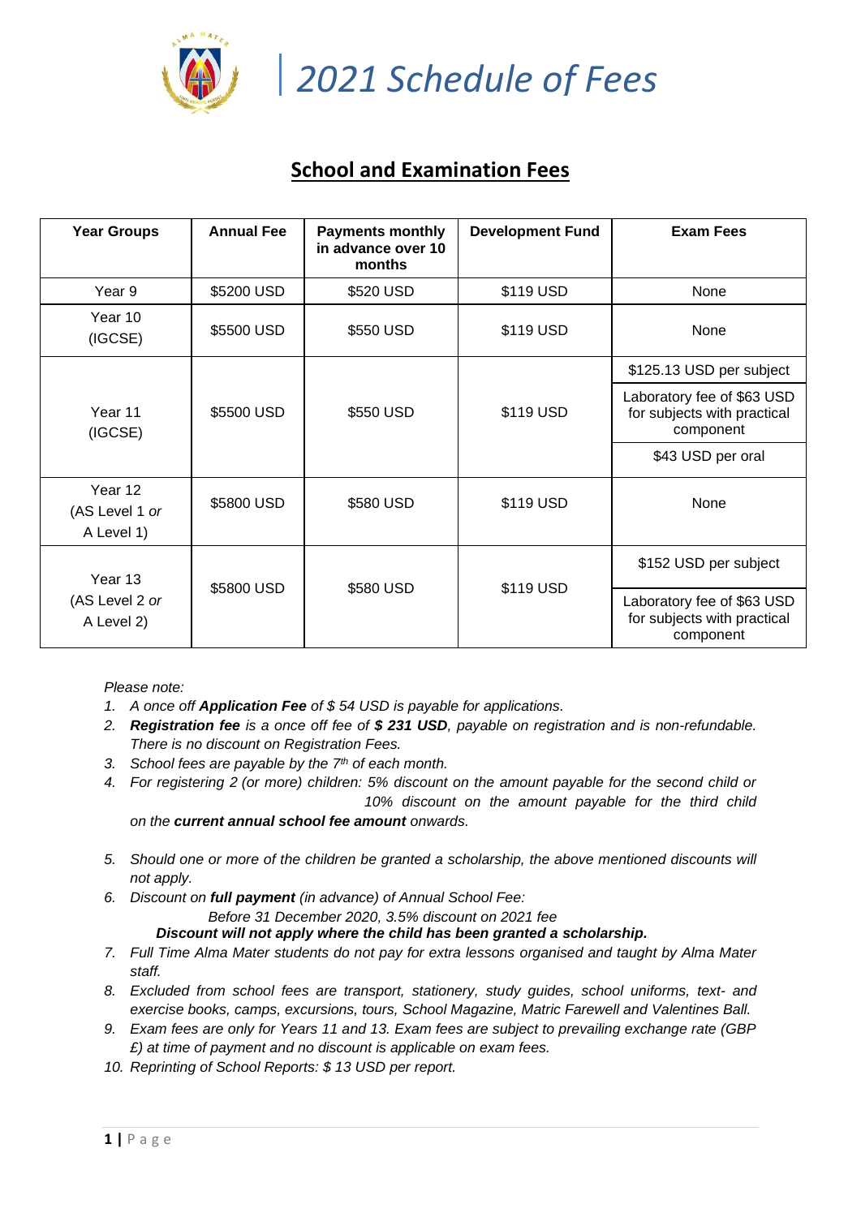# 2021 Schedule of Fees

## School and Examination Fees

| Year Groups | Annual Fee | Payments monthly in advance over 10 months | Development Fund | Exam Fees |
|---|---|---|---|---|
| Year 9 | $5200 USD | $520 USD | $119 USD | None |
| Year 10 (IGCSE) | $5500 USD | $550 USD | $119 USD | None |
| Year 11 (IGCSE) | $5500 USD | $550 USD | $119 USD | $125.13 USD per subject |
| | | | | Laboratory fee of $63 USD for subjects with practical component |
| | | | | $43 USD per oral |
| Year 12 (AS Level 1 *or* A Level 1) | $5800 USD | $580 USD | $119 USD | None |
| Year 13 (AS Level 2 *or* A Level 2) | $5800 USD | $580 USD | $119 USD | $152 USD per subject |
| | | | | Laboratory fee of $63 USD for subjects with practical component |

*Please note:*

1. *A once off **Application Fee** of $ 54 USD is payable for applications.*
2. ***Registration fee** is a once off fee of **$ 231 USD**, payable on registration and is non-refundable. There is no discount on Registration Fees.*
3. *School fees are payable by the 7th of each month.*
4. *For registering 2 (or more) children: 5% discount on the amount payable for the second child or 10% discount on the amount payable for the third child on the **current annual school fee amount** onwards.*
5. *Should one or more of the children be granted a scholarship, the above mentioned discounts will not apply.*
6. *Discount on **full payment** (in advance) of Annual School Fee:*
   *Before 31 December 2020, 3.5% discount on 2021 fee*
   ***Discount will not apply where the child has been granted a scholarship.***
7. *Full Time Alma Mater students do not pay for extra lessons organised and taught by Alma Mater staff.*
8. *Excluded from school fees are transport, stationery, study guides, school uniforms, text- and exercise books, camps, excursions, tours, School Magazine, Matric Farewell and Valentines Ball.*
9. *Exam fees are only for Years 11 and 13. Exam fees are subject to prevailing exchange rate (GBP £) at time of payment and no discount is applicable on exam fees.*
10. *Reprinting of School Reports: $ 13 USD per report.*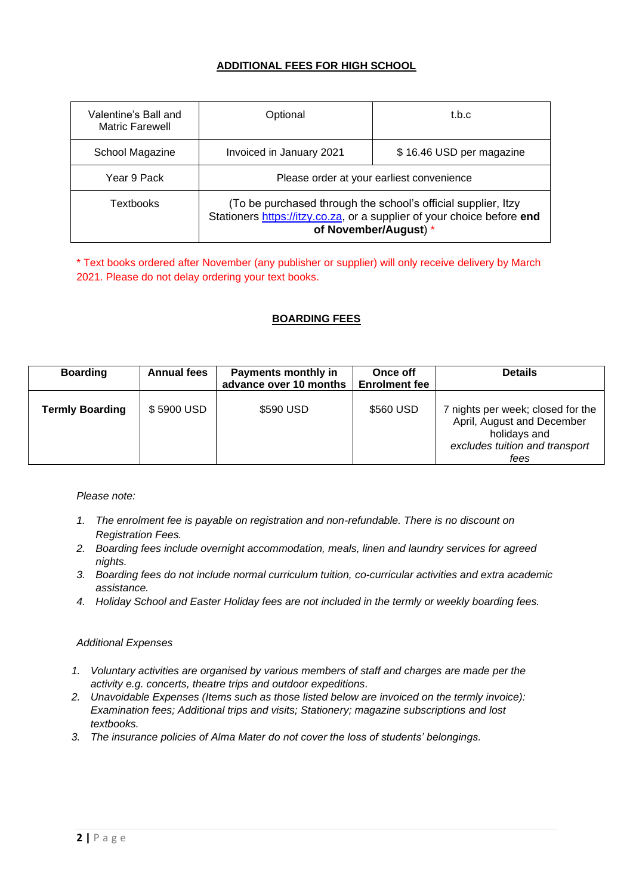## ADDITIONAL FEES FOR HIGH SCHOOL

| | | |
|---|---|---|
| Valentine's Ball and Matric Farewell | Optional | t.b.c |
| School Magazine | Invoiced in January 2021 | $ 16.46 USD per magazine |
| Year 9 Pack | Please order at your earliest convenience | |
| Textbooks | (To be purchased through the school's official supplier, Itzy Stationers https://itzy.co.za, or a supplier of your choice before **end of November/August**) * | |

* Text books ordered after November (any publisher or supplier) will only receive delivery by March 2021. Please do not delay ordering your text books.

## BOARDING FEES

| Boarding | Annual fees | Payments monthly in advance over 10 months | Once off Enrolment fee | Details |
|---|---|---|---|---|
| **Termly Boarding** | $ 5900 USD | $590 USD | $560 USD | 7 nights per week; closed for the April, August and December holidays and *excludes tuition and transport fees* |

*Please note:*

1. *The enrolment fee is payable on registration and non-refundable. There is no discount on Registration Fees.*
2. *Boarding fees include overnight accommodation, meals, linen and laundry services for agreed nights.*
3. *Boarding fees do not include normal curriculum tuition, co-curricular activities and extra academic assistance.*
4. *Holiday School and Easter Holiday fees are not included in the termly or weekly boarding fees.*

*Additional Expenses*

1. *Voluntary activities are organised by various members of staff and charges are made per the activity e.g. concerts, theatre trips and outdoor expeditions.*
2. *Unavoidable Expenses (Items such as those listed below are invoiced on the termly invoice): Examination fees; Additional trips and visits; Stationery; magazine subscriptions and lost textbooks.*
3. *The insurance policies of Alma Mater do not cover the loss of students' belongings.*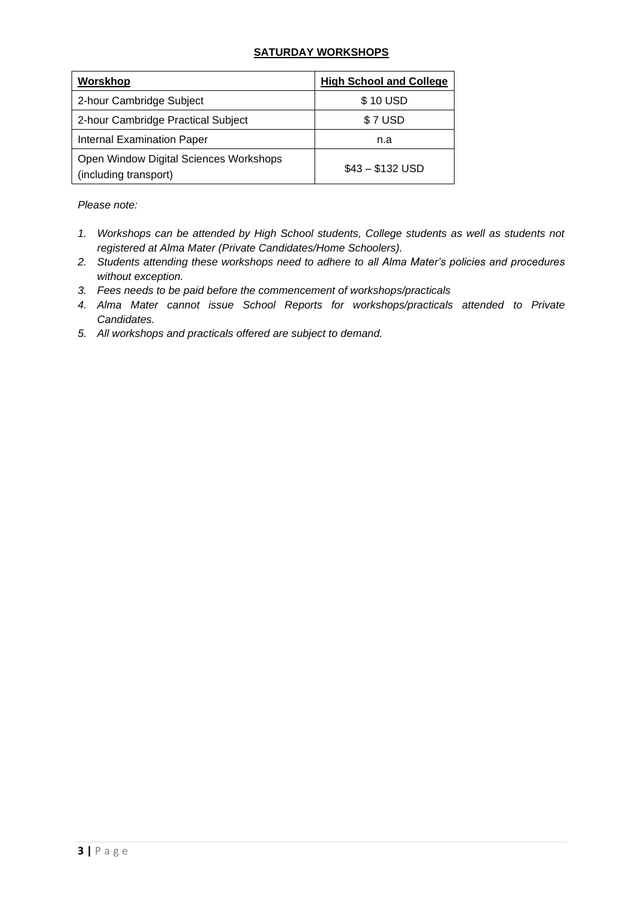## SATURDAY WORKSHOPS

| **Worskhop** | **High School and College** |
|---|---|
| 2-hour Cambridge Subject | $ 10 USD |
| 2-hour Cambridge Practical Subject | $ 7 USD |
| Internal Examination Paper | n.a |
| Open Window Digital Sciences Workshops (including transport) | $43 – $132 USD |

*Please note:*

1. *Workshops can be attended by High School students, College students as well as students not registered at Alma Mater (Private Candidates/Home Schoolers).*
2. *Students attending these workshops need to adhere to all Alma Mater's policies and procedures without exception.*
3. *Fees needs to be paid before the commencement of workshops/practicals*
4. *Alma Mater cannot issue School Reports for workshops/practicals attended to Private Candidates.*
5. *All workshops and practicals offered are subject to demand.*